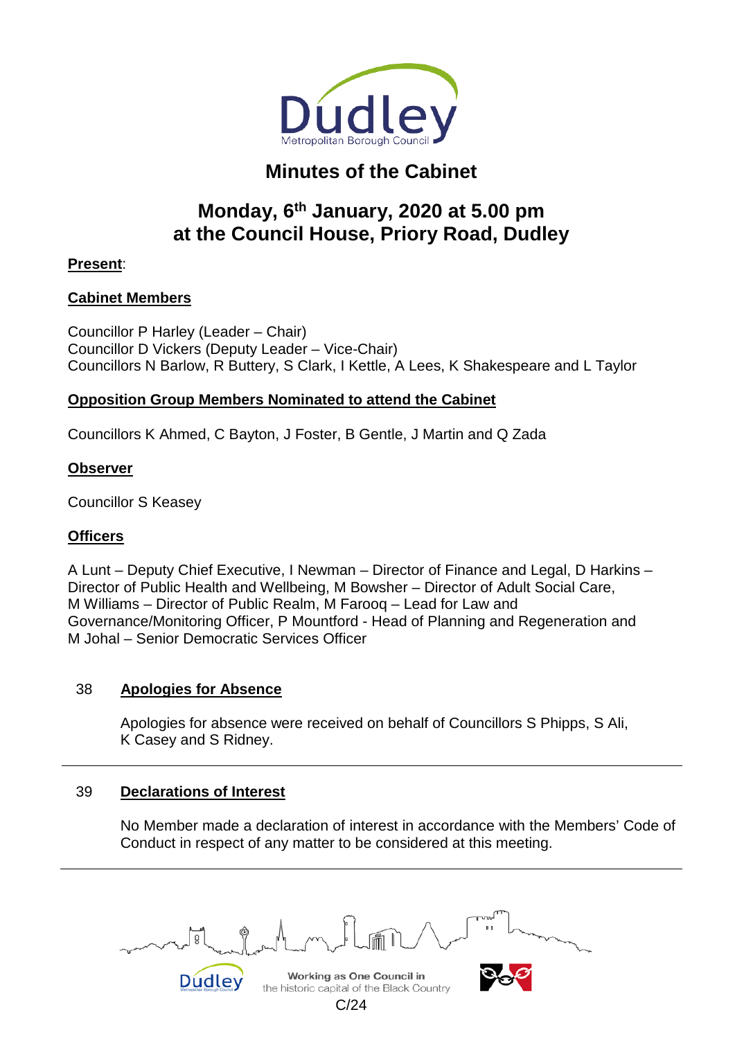# Minutes of the Cabinet

## Monday, 6th January, 2020 at 5.00 pm at the Council House, Priory Road, Dudley

**Present**:

**Cabinet Members**

Councillor P Harley (Leader – Chair)
Councillor D Vickers (Deputy Leader – Vice-Chair)
Councillors N Barlow, R Buttery, S Clark, I Kettle, A Lees, K Shakespeare and L Taylor

**Opposition Group Members Nominated to attend the Cabinet**

Councillors K Ahmed, C Bayton, J Foster, B Gentle, J Martin and Q Zada

**Observer**

Councillor S Keasey

**Officers**

A Lunt – Deputy Chief Executive, I Newman – Director of Finance and Legal, D Harkins – Director of Public Health and Wellbeing, M Bowsher – Director of Adult Social Care, M Williams – Director of Public Realm, M Farooq – Lead for Law and Governance/Monitoring Officer, P Mountford - Head of Planning and Regeneration and M Johal – Senior Democratic Services Officer

### 38 Apologies for Absence

Apologies for absence were received on behalf of Councillors S Phipps, S Ali, K Casey and S Ridney.

---

### 39 Declarations of Interest

No Member made a declaration of interest in accordance with the Members' Code of Conduct in respect of any matter to be considered at this meeting.

---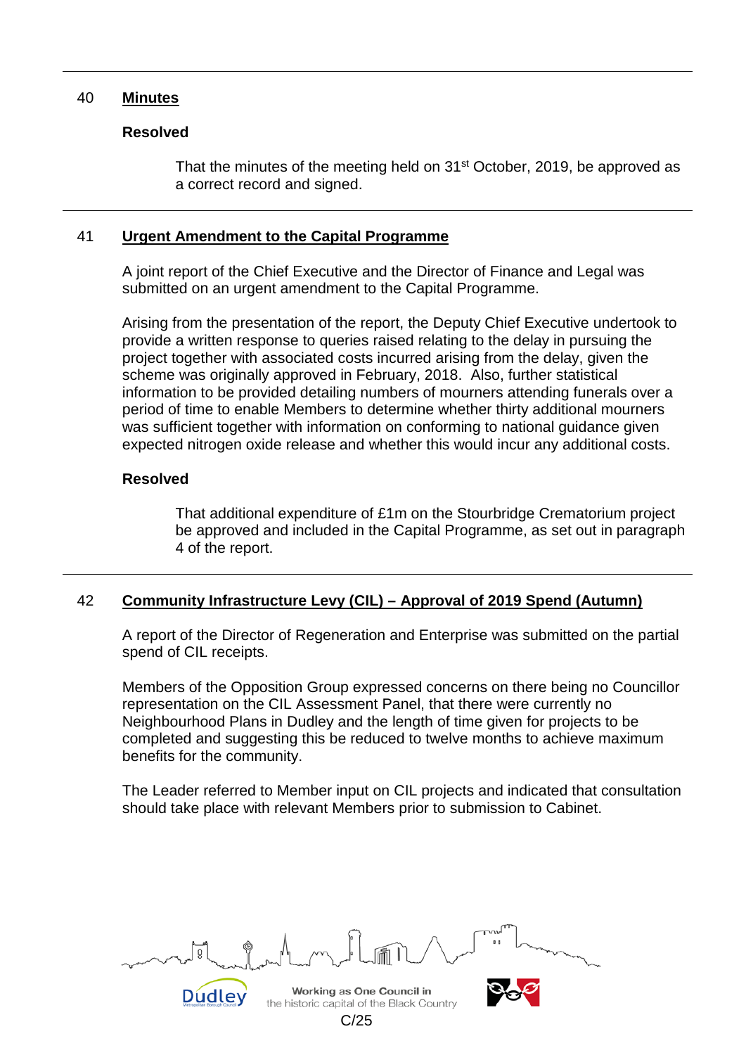## 40 Minutes

**Resolved**

That the minutes of the meeting held on 31st October, 2019, be approved as a correct record and signed.

---

## 41 Urgent Amendment to the Capital Programme

A joint report of the Chief Executive and the Director of Finance and Legal was submitted on an urgent amendment to the Capital Programme.

Arising from the presentation of the report, the Deputy Chief Executive undertook to provide a written response to queries raised relating to the delay in pursuing the project together with associated costs incurred arising from the delay, given the scheme was originally approved in February, 2018. Also, further statistical information to be provided detailing numbers of mourners attending funerals over a period of time to enable Members to determine whether thirty additional mourners was sufficient together with information on conforming to national guidance given expected nitrogen oxide release and whether this would incur any additional costs.

**Resolved**

That additional expenditure of £1m on the Stourbridge Crematorium project be approved and included in the Capital Programme, as set out in paragraph 4 of the report.

---

## 42 Community Infrastructure Levy (CIL) – Approval of 2019 Spend (Autumn)

A report of the Director of Regeneration and Enterprise was submitted on the partial spend of CIL receipts.

Members of the Opposition Group expressed concerns on there being no Councillor representation on the CIL Assessment Panel, that there were currently no Neighbourhood Plans in Dudley and the length of time given for projects to be completed and suggesting this be reduced to twelve months to achieve maximum benefits for the community.

The Leader referred to Member input on CIL projects and indicated that consultation should take place with relevant Members prior to submission to Cabinet.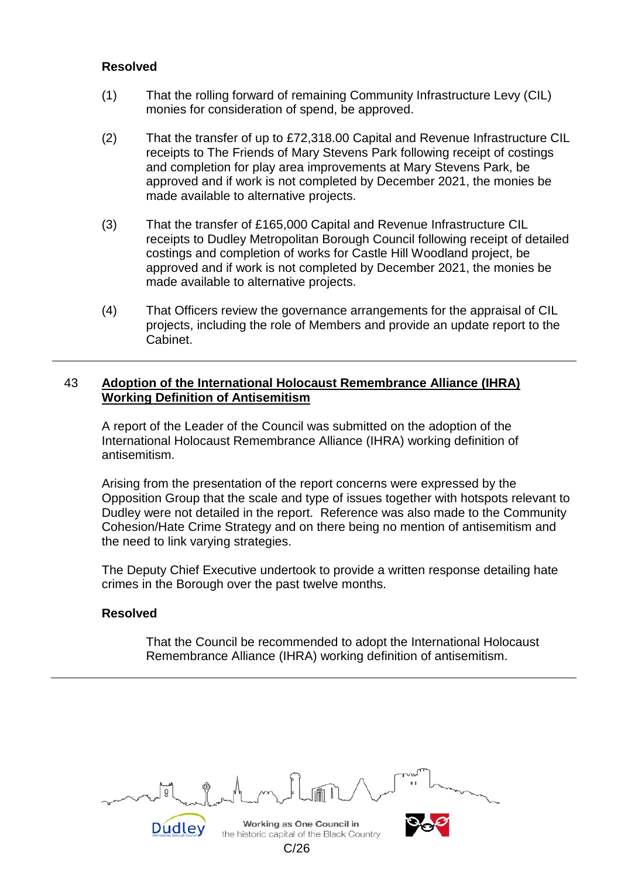**Resolved**

(1) That the rolling forward of remaining Community Infrastructure Levy (CIL) monies for consideration of spend, be approved.

(2) That the transfer of up to £72,318.00 Capital and Revenue Infrastructure CIL receipts to The Friends of Mary Stevens Park following receipt of costings and completion for play area improvements at Mary Stevens Park, be approved and if work is not completed by December 2021, the monies be made available to alternative projects.

(3) That the transfer of £165,000 Capital and Revenue Infrastructure CIL receipts to Dudley Metropolitan Borough Council following receipt of detailed costings and completion of works for Castle Hill Woodland project, be approved and if work is not completed by December 2021, the monies be made available to alternative projects.

(4) That Officers review the governance arrangements for the appraisal of CIL projects, including the role of Members and provide an update report to the Cabinet.

---

## 43 Adoption of the International Holocaust Remembrance Alliance (IHRA) Working Definition of Antisemitism

A report of the Leader of the Council was submitted on the adoption of the International Holocaust Remembrance Alliance (IHRA) working definition of antisemitism.

Arising from the presentation of the report concerns were expressed by the Opposition Group that the scale and type of issues together with hotspots relevant to Dudley were not detailed in the report. Reference was also made to the Community Cohesion/Hate Crime Strategy and on there being no mention of antisemitism and the need to link varying strategies.

The Deputy Chief Executive undertook to provide a written response detailing hate crimes in the Borough over the past twelve months.

**Resolved**

That the Council be recommended to adopt the International Holocaust Remembrance Alliance (IHRA) working definition of antisemitism.

---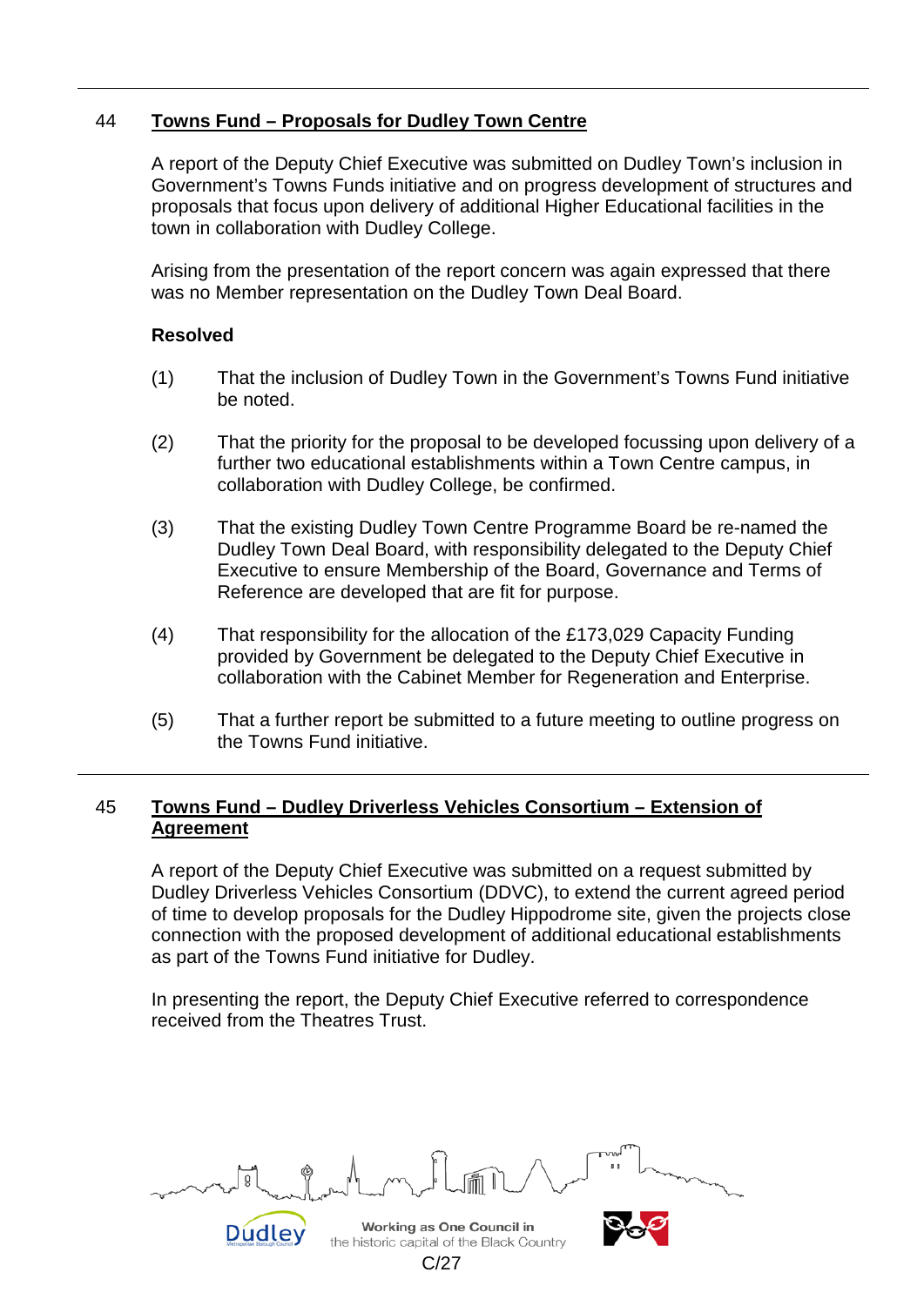## 44 Towns Fund – Proposals for Dudley Town Centre

A report of the Deputy Chief Executive was submitted on Dudley Town's inclusion in Government's Towns Funds initiative and on progress development of structures and proposals that focus upon delivery of additional Higher Educational facilities in the town in collaboration with Dudley College.

Arising from the presentation of the report concern was again expressed that there was no Member representation on the Dudley Town Deal Board.

**Resolved**

(1) That the inclusion of Dudley Town in the Government's Towns Fund initiative be noted.

(2) That the priority for the proposal to be developed focussing upon delivery of a further two educational establishments within a Town Centre campus, in collaboration with Dudley College, be confirmed.

(3) That the existing Dudley Town Centre Programme Board be re-named the Dudley Town Deal Board, with responsibility delegated to the Deputy Chief Executive to ensure Membership of the Board, Governance and Terms of Reference are developed that are fit for purpose.

(4) That responsibility for the allocation of the £173,029 Capacity Funding provided by Government be delegated to the Deputy Chief Executive in collaboration with the Cabinet Member for Regeneration and Enterprise.

(5) That a further report be submitted to a future meeting to outline progress on the Towns Fund initiative.

## 45 Towns Fund – Dudley Driverless Vehicles Consortium – Extension of Agreement

A report of the Deputy Chief Executive was submitted on a request submitted by Dudley Driverless Vehicles Consortium (DDVC), to extend the current agreed period of time to develop proposals for the Dudley Hippodrome site, given the projects close connection with the proposed development of additional educational establishments as part of the Towns Fund initiative for Dudley.

In presenting the report, the Deputy Chief Executive referred to correspondence received from the Theatres Trust.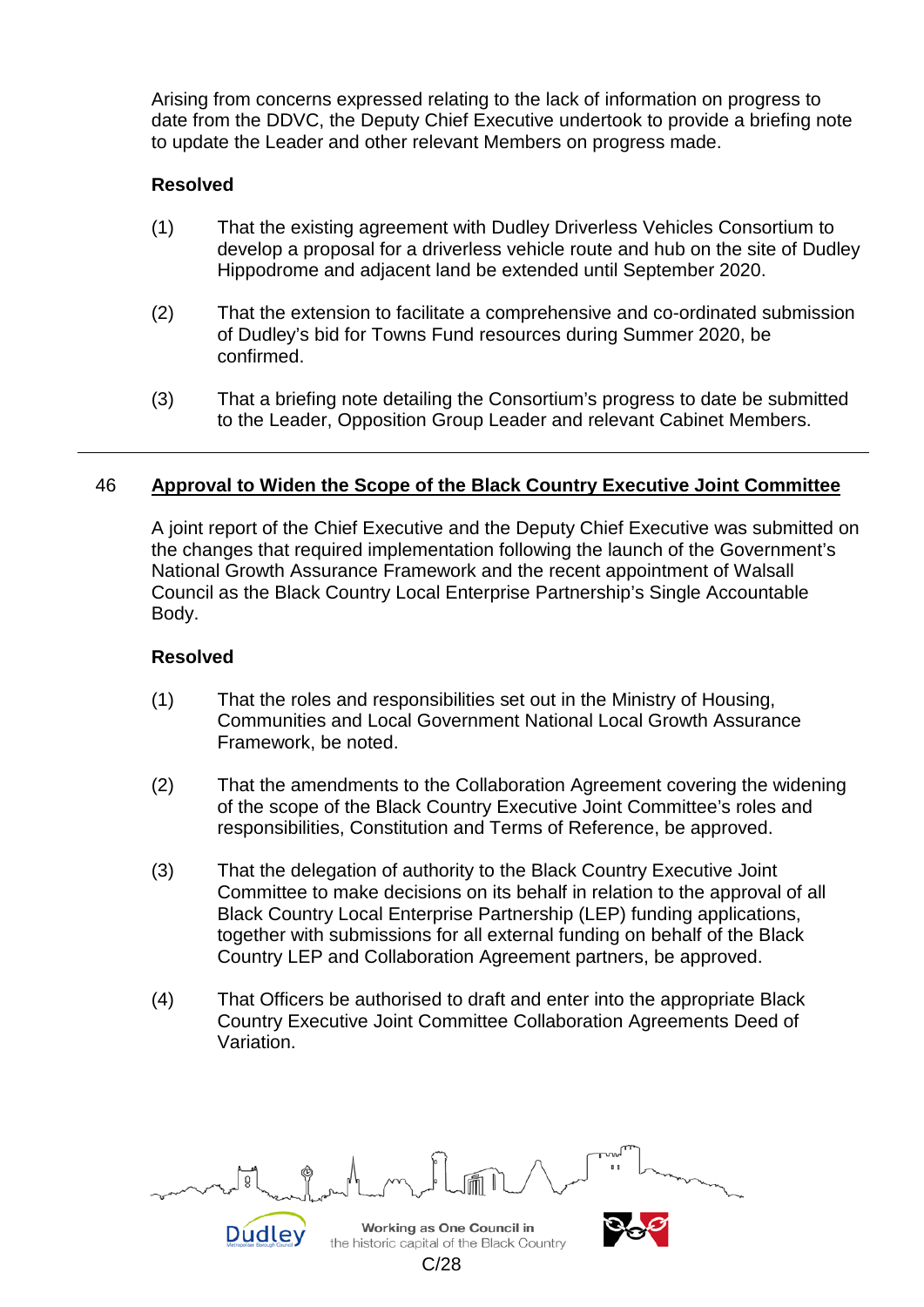Arising from concerns expressed relating to the lack of information on progress to date from the DDVC, the Deputy Chief Executive undertook to provide a briefing note to update the Leader and other relevant Members on progress made.

**Resolved**

(1) That the existing agreement with Dudley Driverless Vehicles Consortium to develop a proposal for a driverless vehicle route and hub on the site of Dudley Hippodrome and adjacent land be extended until September 2020.

(2) That the extension to facilitate a comprehensive and co-ordinated submission of Dudley's bid for Towns Fund resources during Summer 2020, be confirmed.

(3) That a briefing note detailing the Consortium's progress to date be submitted to the Leader, Opposition Group Leader and relevant Cabinet Members.

---

## 46 Approval to Widen the Scope of the Black Country Executive Joint Committee

A joint report of the Chief Executive and the Deputy Chief Executive was submitted on the changes that required implementation following the launch of the Government's National Growth Assurance Framework and the recent appointment of Walsall Council as the Black Country Local Enterprise Partnership's Single Accountable Body.

**Resolved**

(1) That the roles and responsibilities set out in the Ministry of Housing, Communities and Local Government National Local Growth Assurance Framework, be noted.

(2) That the amendments to the Collaboration Agreement covering the widening of the scope of the Black Country Executive Joint Committee's roles and responsibilities, Constitution and Terms of Reference, be approved.

(3) That the delegation of authority to the Black Country Executive Joint Committee to make decisions on its behalf in relation to the approval of all Black Country Local Enterprise Partnership (LEP) funding applications, together with submissions for all external funding on behalf of the Black Country LEP and Collaboration Agreement partners, be approved.

(4) That Officers be authorised to draft and enter into the appropriate Black Country Executive Joint Committee Collaboration Agreements Deed of Variation.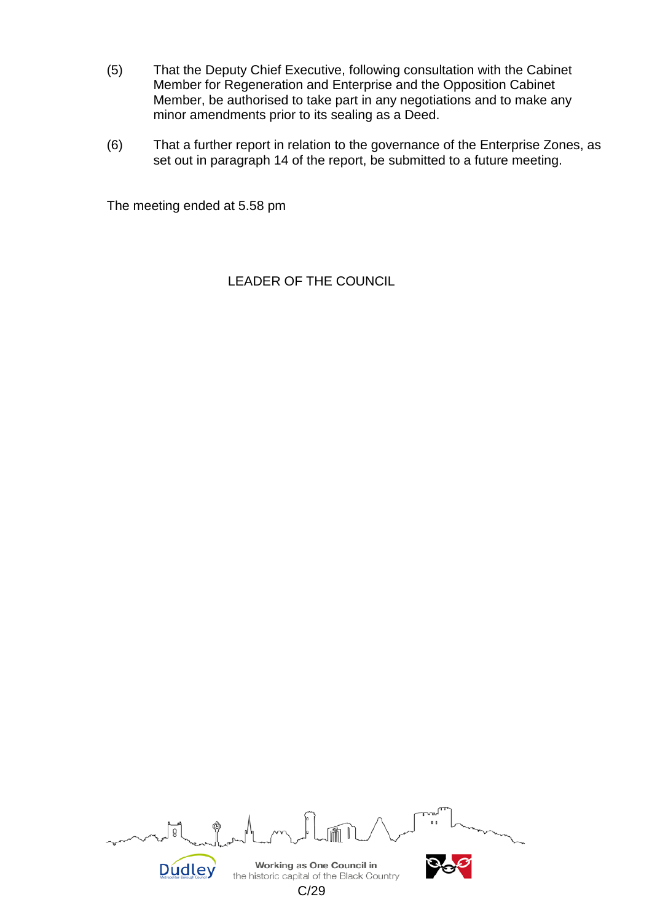(5) That the Deputy Chief Executive, following consultation with the Cabinet Member for Regeneration and Enterprise and the Opposition Cabinet Member, be authorised to take part in any negotiations and to make any minor amendments prior to its sealing as a Deed.

(6) That a further report in relation to the governance of the Enterprise Zones, as set out in paragraph 14 of the report, be submitted to a future meeting.

The meeting ended at 5.58 pm

LEADER OF THE COUNCIL